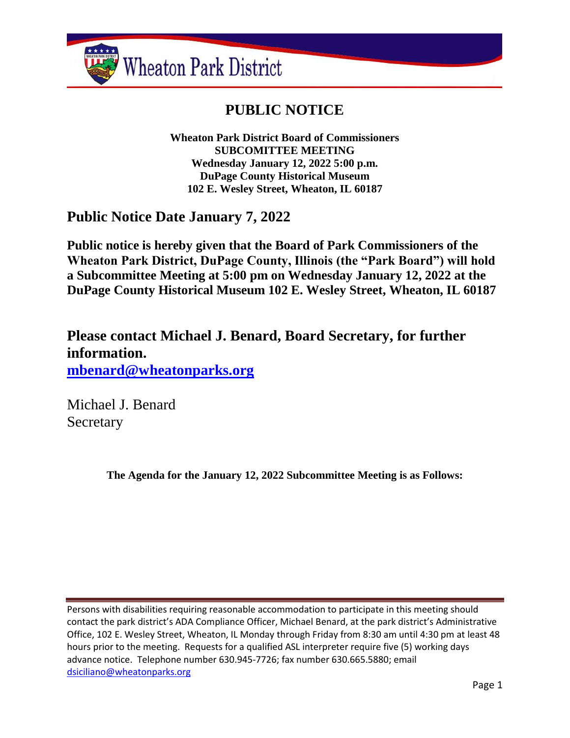Wheaton Park District

# PUBLIC NOTICE

**Wheaton Park District Board of Commissioners**
**SUBCOMMITTEE MEETING**
**Wednesday January 12, 2022 5:00 p.m.**
**DuPage County Historical Museum**
**102 E. Wesley Street, Wheaton, IL 60187**

## Public Notice Date January 7, 2022

**Public notice is hereby given that the Board of Park Commissioners of the Wheaton Park District, DuPage County, Illinois (the "Park Board") will hold a Subcommittee Meeting at 5:00 pm on Wednesday January 12, 2022 at the DuPage County Historical Museum 102 E. Wesley Street, Wheaton, IL 60187**

## Please contact Michael J. Benard, Board Secretary, for further information.

**mbenard@wheatonparks.org**

Michael J. Benard
Secretary

**The Agenda for the January 12, 2022 Subcommittee Meeting is as Follows:**

Persons with disabilities requiring reasonable accommodation to participate in this meeting should contact the park district's ADA Compliance Officer, Michael Benard, at the park district's Administrative Office, 102 E. Wesley Street, Wheaton, IL Monday through Friday from 8:30 am until 4:30 pm at least 48 hours prior to the meeting. Requests for a qualified ASL interpreter require five (5) working days advance notice. Telephone number 630.945-7726; fax number 630.665.5880; email dsiciliano@wheatonparks.org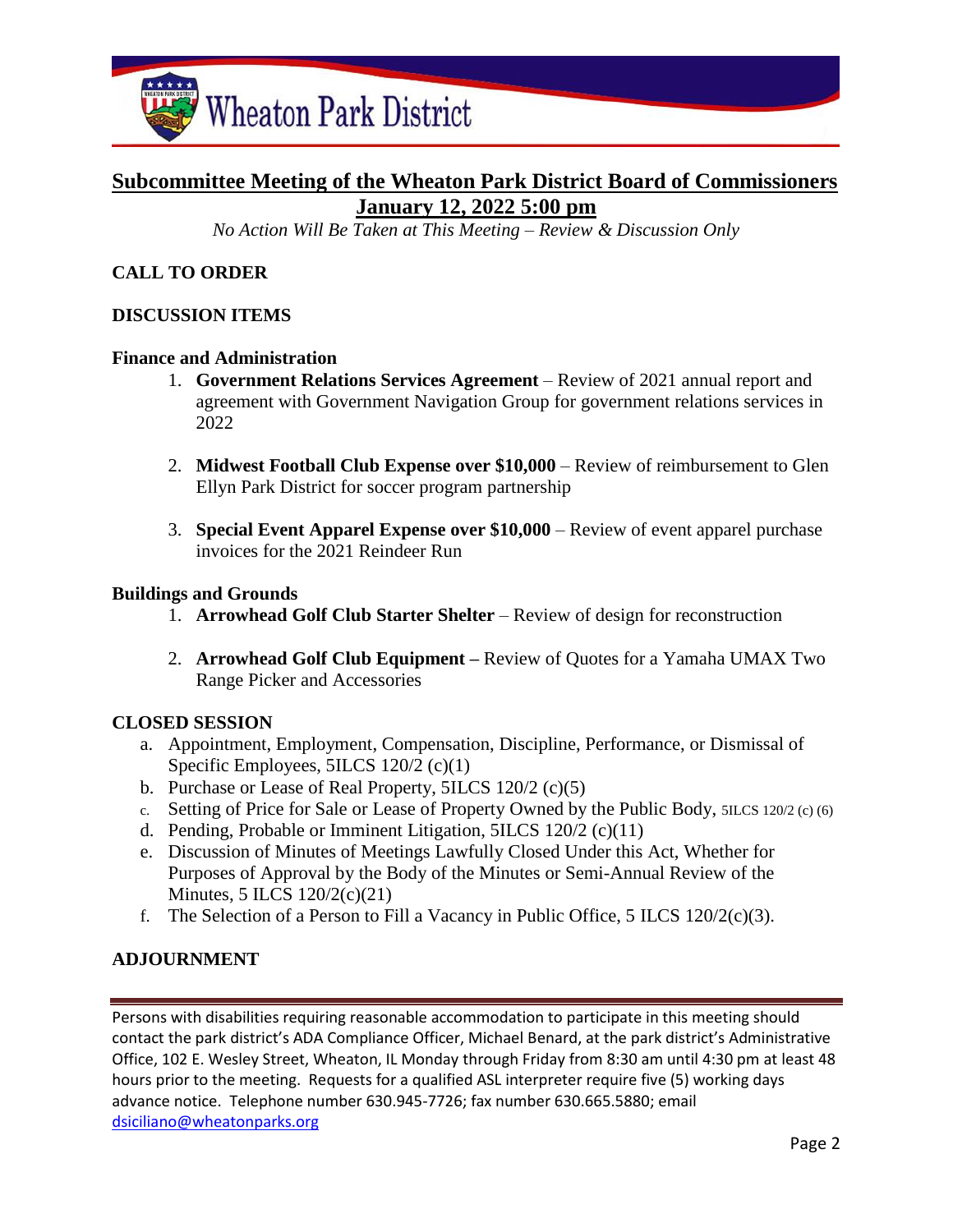Wheaton Park District

# Subcommittee Meeting of the Wheaton Park District Board of Commissioners

## January 12, 2022 5:00 pm

*No Action Will Be Taken at This Meeting – Review & Discussion Only*

### CALL TO ORDER

### DISCUSSION ITEMS

**Finance and Administration**

1. **Government Relations Services Agreement** – Review of 2021 annual report and agreement with Government Navigation Group for government relations services in 2022

2. **Midwest Football Club Expense over $10,000** – Review of reimbursement to Glen Ellyn Park District for soccer program partnership

3. **Special Event Apparel Expense over $10,000** – Review of event apparel purchase invoices for the 2021 Reindeer Run

**Buildings and Grounds**

1. **Arrowhead Golf Club Starter Shelter** – Review of design for reconstruction

2. **Arrowhead Golf Club Equipment –** Review of Quotes for a Yamaha UMAX Two Range Picker and Accessories

### CLOSED SESSION

a. Appointment, Employment, Compensation, Discipline, Performance, or Dismissal of Specific Employees, 5ILCS 120/2 (c)(1)
b. Purchase or Lease of Real Property, 5ILCS 120/2 (c)(5)
c. Setting of Price for Sale or Lease of Property Owned by the Public Body, 5ILCS 120/2 (c) (6)
d. Pending, Probable or Imminent Litigation, 5ILCS 120/2 (c)(11)
e. Discussion of Minutes of Meetings Lawfully Closed Under this Act, Whether for Purposes of Approval by the Body of the Minutes or Semi-Annual Review of the Minutes, 5 ILCS 120/2(c)(21)
f. The Selection of a Person to Fill a Vacancy in Public Office, 5 ILCS 120/2(c)(3).

### ADJOURNMENT

Persons with disabilities requiring reasonable accommodation to participate in this meeting should contact the park district's ADA Compliance Officer, Michael Benard, at the park district's Administrative Office, 102 E. Wesley Street, Wheaton, IL Monday through Friday from 8:30 am until 4:30 pm at least 48 hours prior to the meeting. Requests for a qualified ASL interpreter require five (5) working days advance notice. Telephone number 630.945-7726; fax number 630.665.5880; email dsiciliano@wheatonparks.org